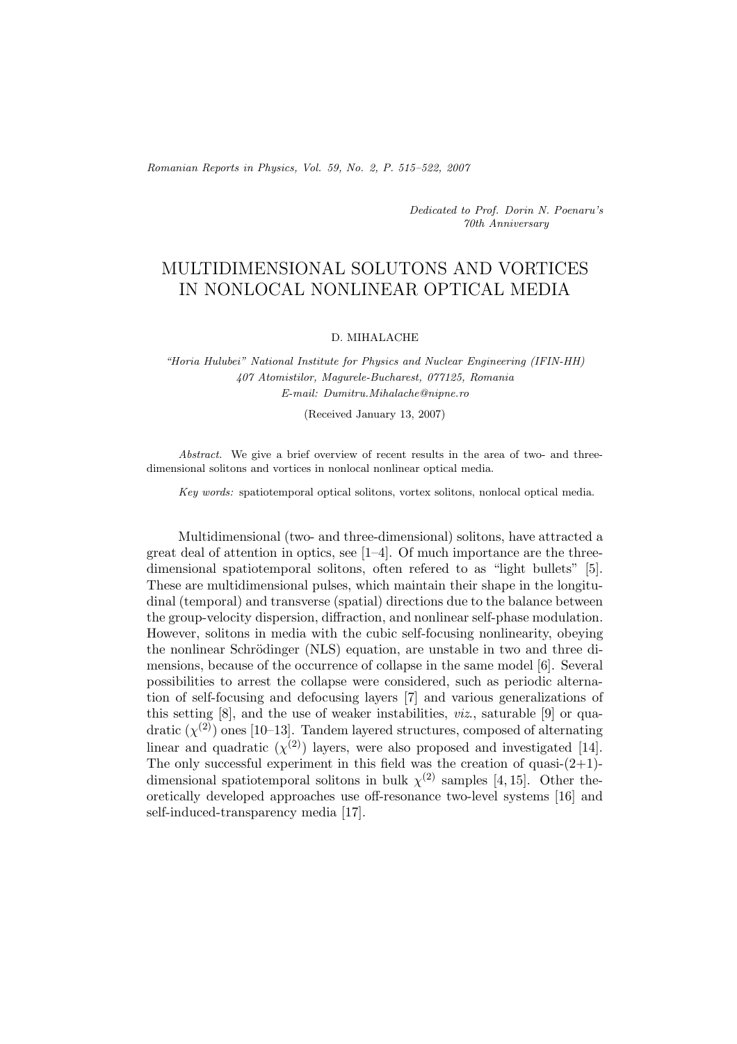*Dedicated to Prof. Dorin N. Poenaru's 70th Anniversary*

# MULTIDIMENSIONAL SOLUTONS AND VORTICES IN NONLOCAL NONLINEAR OPTICAL MEDIA

D. MIHALACHE

*"Horia Hulubei" National Institute for Physics and Nuclear Engineering (IFIN-HH) 407 Atomistilor, Magurele-Bucharest, 077125, Romania*
*E-mail: Dumitru.Mihalache@nipne.ro*

(Received January 13, 2007)

*Abstract.* We give a brief overview of recent results in the area of two- and three-dimensional solitons and vortices in nonlocal nonlinear optical media.

*Key words:* spatiotemporal optical solitons, vortex solitons, nonlocal optical media.

Multidimensional (two- and three-dimensional) solitons, have attracted a great deal of attention in optics, see [1–4]. Of much importance are the three-dimensional spatiotemporal solitons, often refered to as "light bullets" [5]. These are multidimensional pulses, which maintain their shape in the longitudinal (temporal) and transverse (spatial) directions due to the balance between the group-velocity dispersion, diffraction, and nonlinear self-phase modulation. However, solitons in media with the cubic self-focusing nonlinearity, obeying the nonlinear Schrödinger (NLS) equation, are unstable in two and three dimensions, because of the occurrence of collapse in the same model [6]. Several possibilities to arrest the collapse were considered, such as periodic alternation of self-focusing and defocusing layers [7] and various generalizations of this setting [8], and the use of weaker instabilities, *viz.*, saturable [9] or quadratic ($\chi^{(2)}$) ones [10–13]. Tandem layered structures, composed of alternating linear and quadratic ($\chi^{(2)}$) layers, were also proposed and investigated [14]. The only successful experiment in this field was the creation of quasi-(2+1)-dimensional spatiotemporal solitons in bulk $\chi^{(2)}$ samples [4, 15]. Other theoretically developed approaches use off-resonance two-level systems [16] and self-induced-transparency media [17].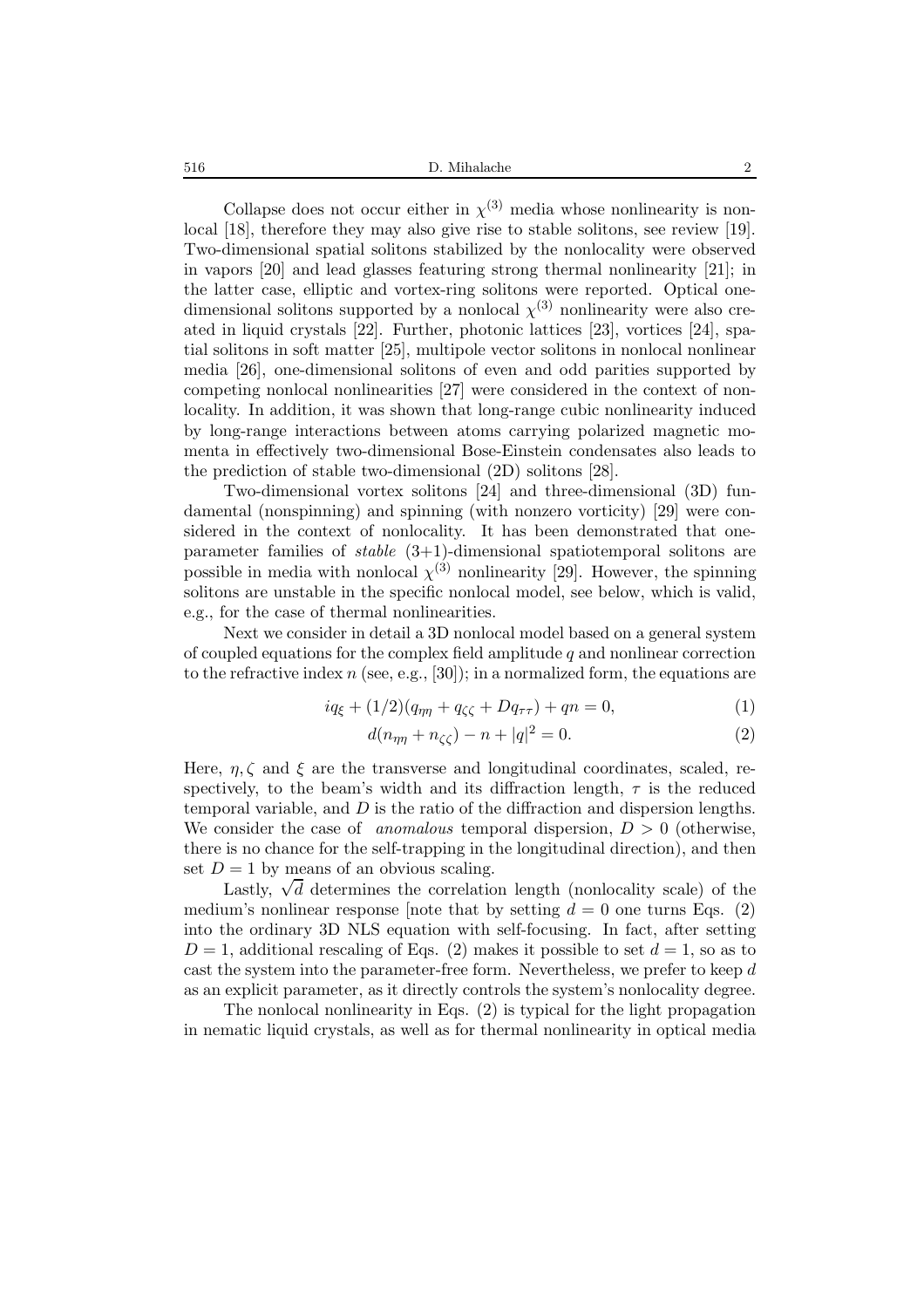Collapse does not occur either in $\chi^{(3)}$ media whose nonlinearity is nonlocal [18], therefore they may also give rise to stable solitons, see review [19]. Two-dimensional spatial solitons stabilized by the nonlocality were observed in vapors [20] and lead glasses featuring strong thermal nonlinearity [21]; in the latter case, elliptic and vortex-ring solitons were reported. Optical one-dimensional solitons supported by a nonlocal $\chi^{(3)}$ nonlinearity were also created in liquid crystals [22]. Further, photonic lattices [23], vortices [24], spatial solitons in soft matter [25], multipole vector solitons in nonlocal nonlinear media [26], one-dimensional solitons of even and odd parities supported by competing nonlocal nonlinearities [27] were considered in the context of nonlocality. In addition, it was shown that long-range cubic nonlinearity induced by long-range interactions between atoms carrying polarized magnetic momenta in effectively two-dimensional Bose-Einstein condensates also leads to the prediction of stable two-dimensional (2D) solitons [28].

Two-dimensional vortex solitons [24] and three-dimensional (3D) fundamental (nonspinning) and spinning (with nonzero vorticity) [29] were considered in the context of nonlocality. It has been demonstrated that one-parameter families of *stable* (3+1)-dimensional spatiotemporal solitons are possible in media with nonlocal $\chi^{(3)}$ nonlinearity [29]. However, the spinning solitons are unstable in the specific nonlocal model, see below, which is valid, e.g., for the case of thermal nonlinearities.

Next we consider in detail a 3D nonlocal model based on a general system of coupled equations for the complex field amplitude $q$ and nonlinear correction to the refractive index $n$ (see, e.g., [30]); in a normalized form, the equations are

$$iq_\xi + (1/2)(q_{\eta\eta} + q_{\zeta\zeta} + Dq_{\tau\tau}) + qn = 0, \tag{1}$$

$$d(n_{\eta\eta} + n_{\zeta\zeta}) - n + |q|^2 = 0. \tag{2}$$

Here, $\eta, \zeta$ and $\xi$ are the transverse and longitudinal coordinates, scaled, respectively, to the beam's width and its diffraction length, $\tau$ is the reduced temporal variable, and $D$ is the ratio of the diffraction and dispersion lengths. We consider the case of *anomalous* temporal dispersion, $D > 0$ (otherwise, there is no chance for the self-trapping in the longitudinal direction), and then set $D = 1$ by means of an obvious scaling.

Lastly, $\sqrt{d}$ determines the correlation length (nonlocality scale) of the medium's nonlinear response [note that by setting $d = 0$ one turns Eqs. (2) into the ordinary 3D NLS equation with self-focusing. In fact, after setting $D = 1$, additional rescaling of Eqs. (2) makes it possible to set $d = 1$, so as to cast the system into the parameter-free form. Nevertheless, we prefer to keep $d$ as an explicit parameter, as it directly controls the system's nonlocality degree.

The nonlocal nonlinearity in Eqs. (2) is typical for the light propagation in nematic liquid crystals, as well as for thermal nonlinearity in optical media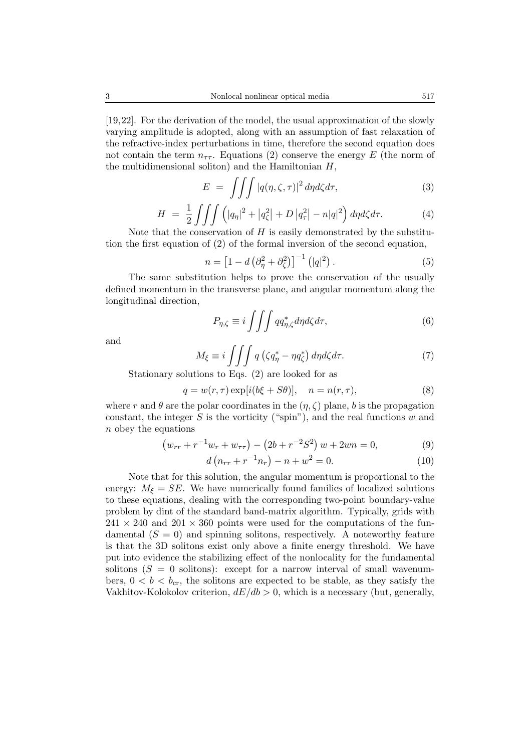[19,22]. For the derivation of the model, the usual approximation of the slowly varying amplitude is adopted, along with an assumption of fast relaxation of the refractive-index perturbations in time, therefore the second equation does not contain the term $n_{\tau\tau}$. Equations (2) conserve the energy $E$ (the norm of the multidimensional soliton) and the Hamiltonian $H$,

$$E = \iiint |q(\eta,\zeta,\tau)|^2 \, d\eta d\zeta d\tau, \tag{3}$$

$$H = \frac{1}{2}\iiint \left( |q_\eta|^2 + \left|q_\zeta^2\right| + D\left|q_\tau^2\right| - n|q|^2 \right) d\eta d\zeta d\tau. \tag{4}$$

Note that the conservation of $H$ is easily demonstrated by the substitution the first equation of (2) of the formal inversion of the second equation,

$$n = \left[1 - d\left(\partial_\eta^2 + \partial_\zeta^2\right)\right]^{-1}\left(|q|^2\right). \tag{5}$$

The same substitution helps to prove the conservation of the usually defined momentum in the transverse plane, and angular momentum along the longitudinal direction,

$$P_{\eta,\zeta} \equiv i\iiint q q^*_{\eta,\zeta} d\eta d\zeta d\tau, \tag{6}$$

and

$$M_\xi \equiv i\iiint q\left(\zeta q^*_\eta - \eta q^*_\zeta\right) d\eta d\zeta d\tau. \tag{7}$$

Stationary solutions to Eqs. (2) are looked for as

$$q = w(r,\tau)\exp[i(b\xi + S\theta)], \quad n = n(r,\tau), \tag{8}$$

where $r$ and $\theta$ are the polar coordinates in the $(\eta,\zeta)$ plane, $b$ is the propagation constant, the integer $S$ is the vorticity ("spin"), and the real functions $w$ and $n$ obey the equations

$$\left(w_{rr} + r^{-1}w_r + w_{\tau\tau}\right) - \left(2b + r^{-2}S^2\right) w + 2wn = 0, \tag{9}$$

$$d\left(n_{rr} + r^{-1}n_r\right) - n + w^2 = 0. \tag{10}$$

Note that for this solution, the angular momentum is proportional to the energy: $M_\xi = SE$. We have numerically found families of localized solutions to these equations, dealing with the corresponding two-point boundary-value problem by dint of the standard band-matrix algorithm. Typically, grids with $241 \times 240$ and $201 \times 360$ points were used for the computations of the fundamental ($S = 0$) and spinning solitons, respectively. A noteworthy feature is that the 3D solitons exist only above a finite energy threshold. We have put into evidence the stabilizing effect of the nonlocality for the fundamental solitons ($S = 0$ solitons): except for a narrow interval of small wavenumbers, $0 < b < b_{\text{cr}}$, the solitons are expected to be stable, as they satisfy the Vakhitov-Kolokolov criterion, $dE/db > 0$, which is a necessary (but, generally,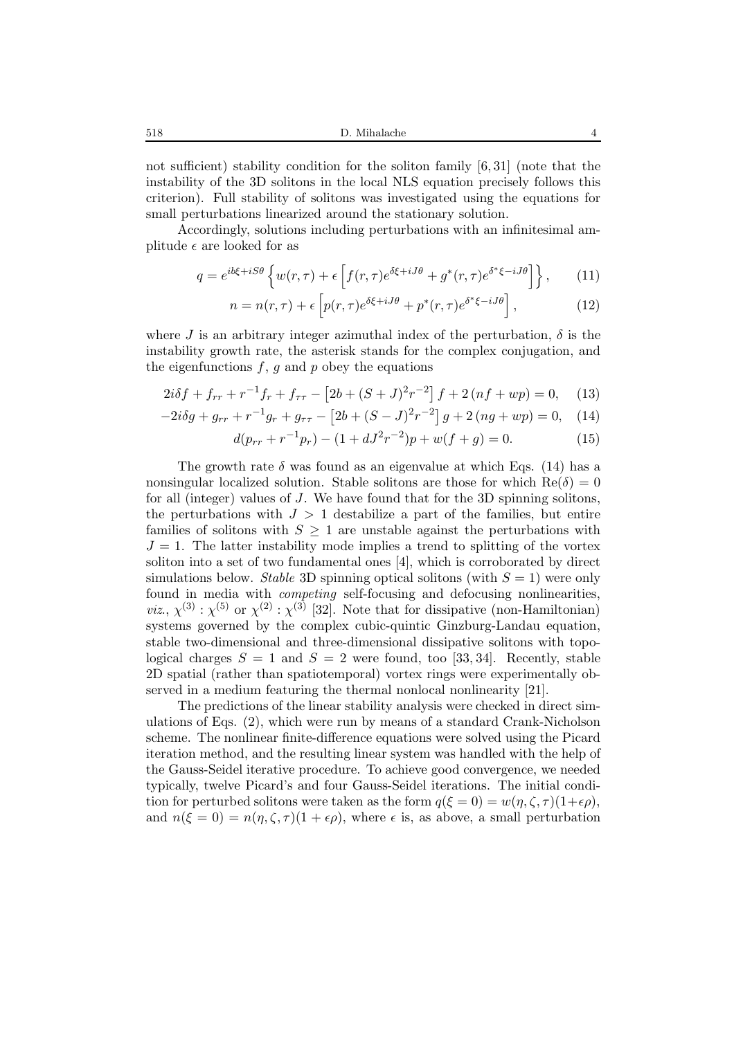not sufficient) stability condition for the soliton family [6, 31] (note that the instability of the 3D solitons in the local NLS equation precisely follows this criterion). Full stability of solitons was investigated using the equations for small perturbations linearized around the stationary solution.

Accordingly, solutions including perturbations with an infinitesimal amplitude $\epsilon$ are looked for as

$$q = e^{ib\xi + iS\theta}\left\{w(r,\tau) + \epsilon\left[f(r,\tau)e^{\delta\xi + iJ\theta} + g^{*}(r,\tau)e^{\delta^{*}\xi - iJ\theta}\right]\right\}, \tag{11}$$

$$n = n(r,\tau) + \epsilon\left[p(r,\tau)e^{\delta\xi + iJ\theta} + p^{*}(r,\tau)e^{\delta^{*}\xi - iJ\theta}\right], \tag{12}$$

where $J$ is an arbitrary integer azimuthal index of the perturbation, $\delta$ is the instability growth rate, the asterisk stands for the complex conjugation, and the eigenfunctions $f$, $g$ and $p$ obey the equations

$$2i\delta f + f_{rr} + r^{-1}f_r + f_{\tau\tau} - \left[2b + (S+J)^2 r^{-2}\right]f + 2\left(nf + wp\right) = 0, \tag{13}$$

$$-2i\delta g + g_{rr} + r^{-1}g_r + g_{\tau\tau} - \left[2b + (S-J)^2 r^{-2}\right]g + 2\left(ng + wp\right) = 0, \tag{14}$$

$$d(p_{rr} + r^{-1}p_r) - (1 + dJ^2 r^{-2})p + w(f+g) = 0. \tag{15}$$

The growth rate $\delta$ was found as an eigenvalue at which Eqs. (14) has a nonsingular localized solution. Stable solitons are those for which $\mathrm{Re}(\delta) = 0$ for all (integer) values of $J$. We have found that for the 3D spinning solitons, the perturbations with $J > 1$ destabilize a part of the families, but entire families of solitons with $S \geq 1$ are unstable against the perturbations with $J = 1$. The latter instability mode implies a trend to splitting of the vortex soliton into a set of two fundamental ones [4], which is corroborated by direct simulations below. *Stable* 3D spinning optical solitons (with $S = 1$) were only found in media with *competing* self-focusing and defocusing nonlinearities, *viz.*, $\chi^{(3)} : \chi^{(5)}$ or $\chi^{(2)} : \chi^{(3)}$ [32]. Note that for dissipative (non-Hamiltonian) systems governed by the complex cubic-quintic Ginzburg-Landau equation, stable two-dimensional and three-dimensional dissipative solitons with topological charges $S = 1$ and $S = 2$ were found, too [33, 34]. Recently, stable 2D spatial (rather than spatiotemporal) vortex rings were experimentally observed in a medium featuring the thermal nonlocal nonlinearity [21].

The predictions of the linear stability analysis were checked in direct simulations of Eqs. (2), which were run by means of a standard Crank-Nicholson scheme. The nonlinear finite-difference equations were solved using the Picard iteration method, and the resulting linear system was handled with the help of the Gauss-Seidel iterative procedure. To achieve good convergence, we needed typically, twelve Picard's and four Gauss-Seidel iterations. The initial condition for perturbed solitons were taken as the form $q(\xi = 0) = w(\eta, \zeta, \tau)(1+\epsilon\rho)$, and $n(\xi = 0) = n(\eta, \zeta, \tau)(1 + \epsilon\rho)$, where $\epsilon$ is, as above, a small perturbation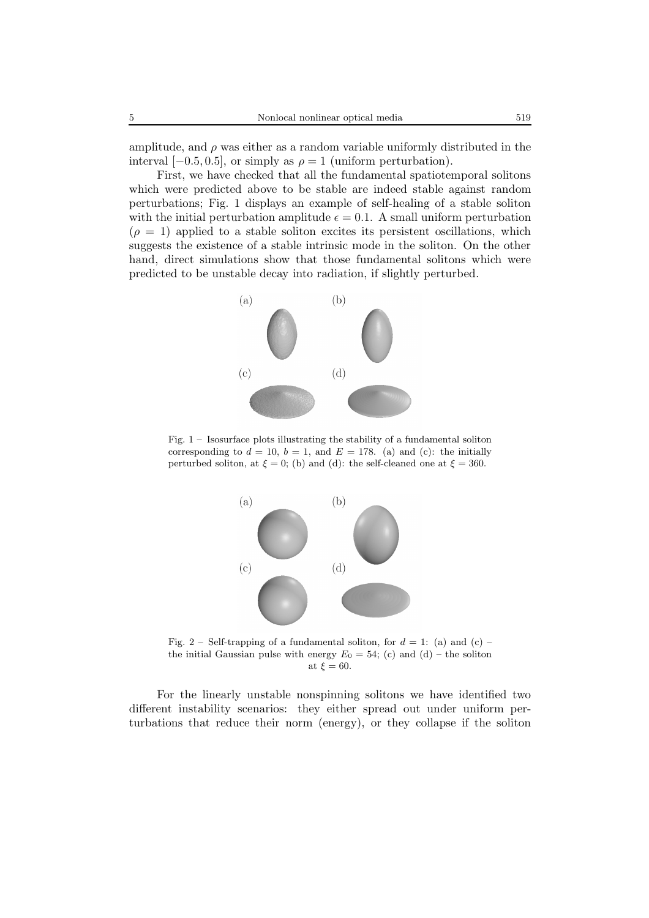amplitude, and $\rho$ was either as a random variable uniformly distributed in the interval $[-0.5, 0.5]$, or simply as $\rho = 1$ (uniform perturbation).

First, we have checked that all the fundamental spatiotemporal solitons which were predicted above to be stable are indeed stable against random perturbations; Fig. 1 displays an example of self-healing of a stable soliton with the initial perturbation amplitude $\epsilon = 0.1$. A small uniform perturbation ($\rho = 1$) applied to a stable soliton excites its persistent oscillations, which suggests the existence of a stable intrinsic mode in the soliton. On the other hand, direct simulations show that those fundamental solitons which were predicted to be unstable decay into radiation, if slightly perturbed.

Fig. 1 – Isosurface plots illustrating the stability of a fundamental soliton corresponding to $d = 10$, $b = 1$, and $E = 178$. (a) and (c): the initially perturbed soliton, at $\xi = 0$; (b) and (d): the self-cleaned one at $\xi = 360$.

Fig. 2 – Self-trapping of a fundamental soliton, for $d = 1$: (a) and (c) – the initial Gaussian pulse with energy $E_0 = 54$; (c) and (d) – the soliton at $\xi = 60$.

For the linearly unstable nonspinning solitons we have identified two different instability scenarios: they either spread out under uniform perturbations that reduce their norm (energy), or they collapse if the soliton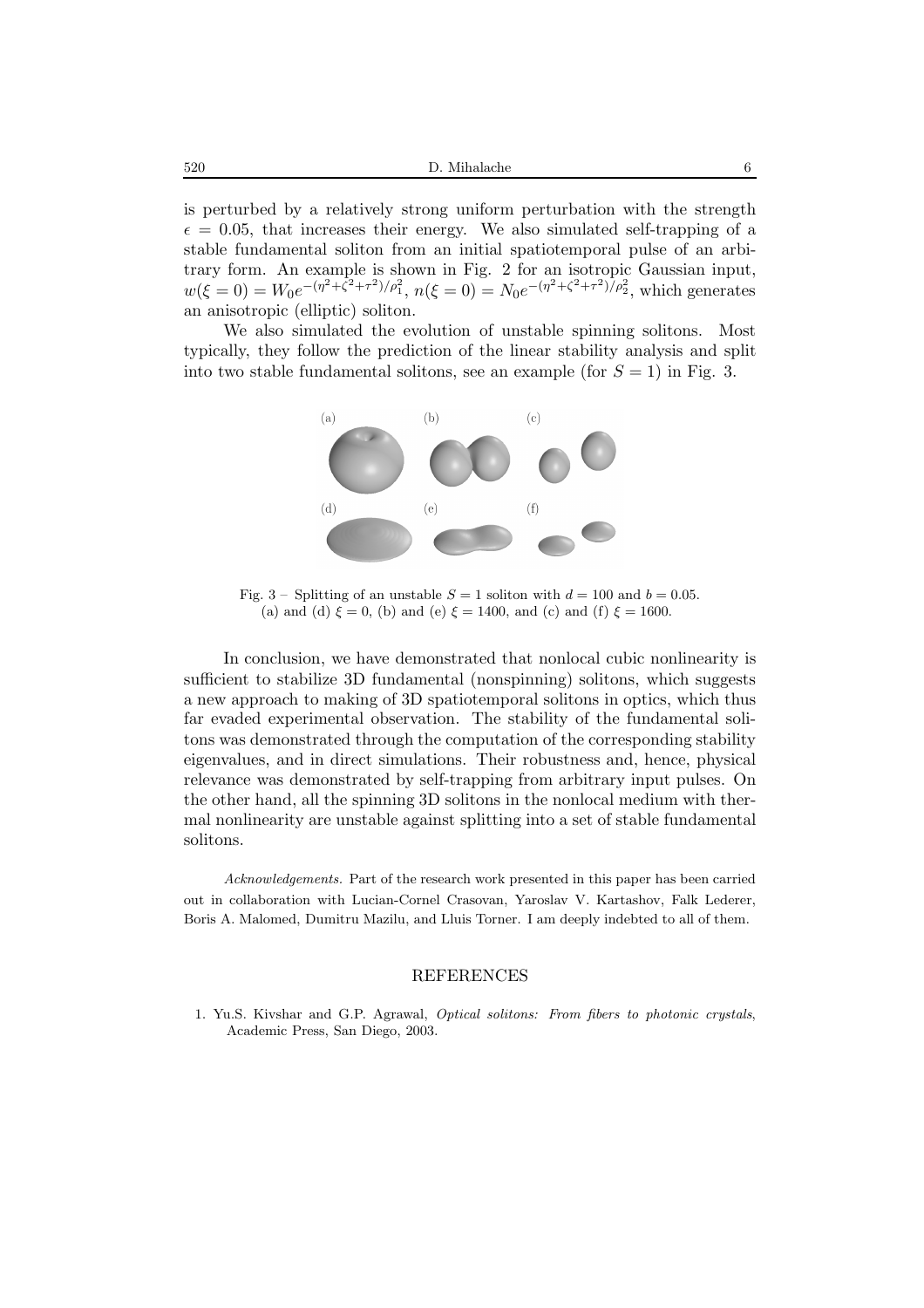is perturbed by a relatively strong uniform perturbation with the strength $\epsilon = 0.05$, that increases their energy. We also simulated self-trapping of a stable fundamental soliton from an initial spatiotemporal pulse of an arbitrary form. An example is shown in Fig. 2 for an isotropic Gaussian input, $w(\xi = 0) = W_0 e^{-(\eta^2+\zeta^2+\tau^2)/\rho_1^2}$, $n(\xi = 0) = N_0 e^{-(\eta^2+\zeta^2+\tau^2)/\rho_2^2}$, which generates an anisotropic (elliptic) soliton.

We also simulated the evolution of unstable spinning solitons. Most typically, they follow the prediction of the linear stability analysis and split into two stable fundamental solitons, see an example (for $S = 1$) in Fig. 3.

Fig. 3 – Splitting of an unstable $S = 1$ soliton with $d = 100$ and $b = 0.05$. (a) and (d) $\xi = 0$, (b) and (e) $\xi = 1400$, and (c) and (f) $\xi = 1600$.

In conclusion, we have demonstrated that nonlocal cubic nonlinearity is sufficient to stabilize 3D fundamental (nonspinning) solitons, which suggests a new approach to making of 3D spatiotemporal solitons in optics, which thus far evaded experimental observation. The stability of the fundamental solitons was demonstrated through the computation of the corresponding stability eigenvalues, and in direct simulations. Their robustness and, hence, physical relevance was demonstrated by self-trapping from arbitrary input pulses. On the other hand, all the spinning 3D solitons in the nonlocal medium with thermal nonlinearity are unstable against splitting into a set of stable fundamental solitons.

*Acknowledgements.* Part of the research work presented in this paper has been carried out in collaboration with Lucian-Cornel Crasovan, Yaroslav V. Kartashov, Falk Lederer, Boris A. Malomed, Dumitru Mazilu, and Lluis Torner. I am deeply indebted to all of them.

## REFERENCES

1. Yu.S. Kivshar and G.P. Agrawal, *Optical solitons: From fibers to photonic crystals*, Academic Press, San Diego, 2003.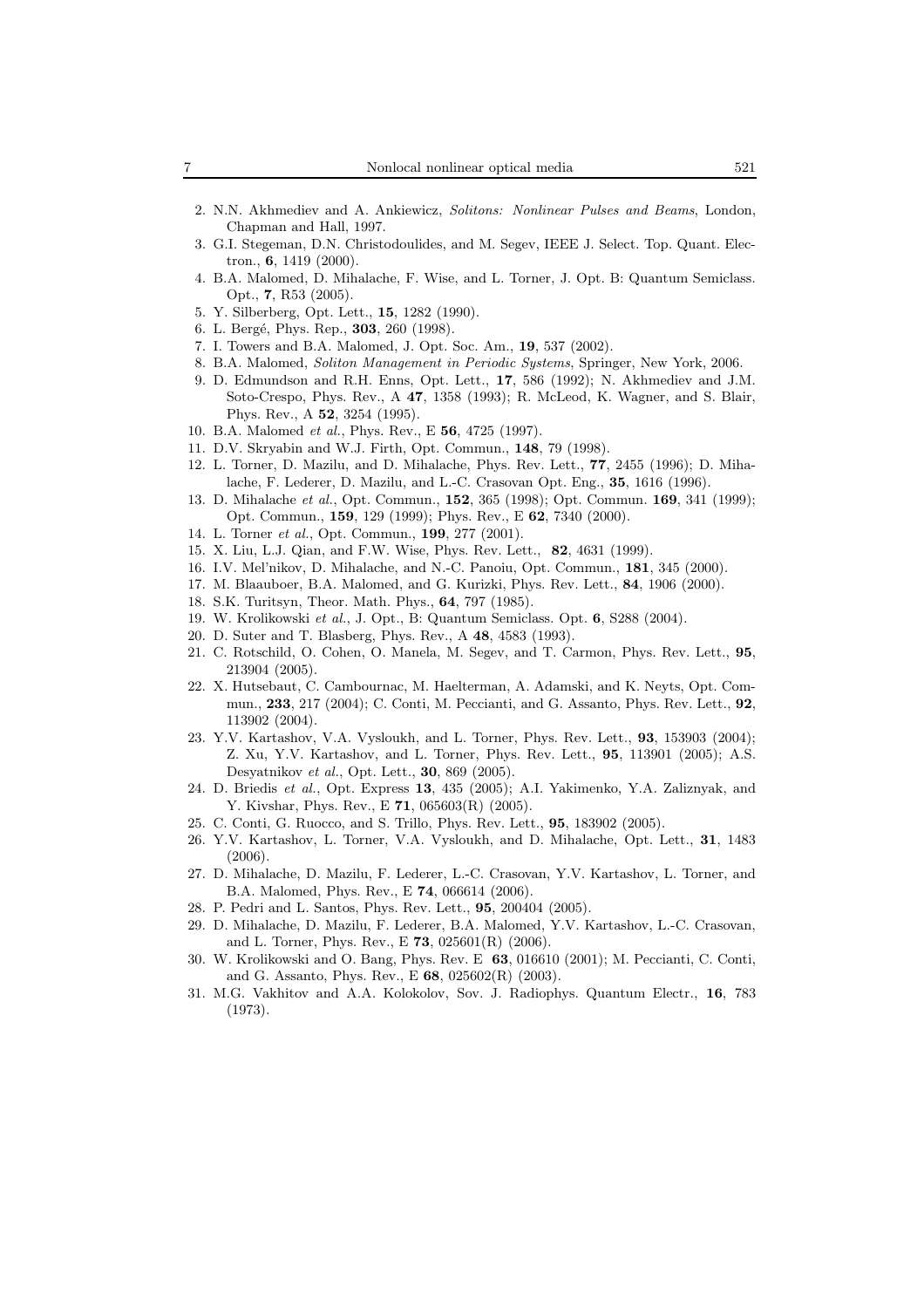2. N.N. Akhmediev and A. Ankiewicz, *Solitons: Nonlinear Pulses and Beams*, London, Chapman and Hall, 1997.
3. G.I. Stegeman, D.N. Christodoulides, and M. Segev, IEEE J. Select. Top. Quant. Electron., **6**, 1419 (2000).
4. B.A. Malomed, D. Mihalache, F. Wise, and L. Torner, J. Opt. B: Quantum Semiclass. Opt., **7**, R53 (2005).
5. Y. Silberberg, Opt. Lett., **15**, 1282 (1990).
6. L. Bergé, Phys. Rep., **303**, 260 (1998).
7. I. Towers and B.A. Malomed, J. Opt. Soc. Am., **19**, 537 (2002).
8. B.A. Malomed, *Soliton Management in Periodic Systems*, Springer, New York, 2006.
9. D. Edmundson and R.H. Enns, Opt. Lett., **17**, 586 (1992); N. Akhmediev and J.M. Soto-Crespo, Phys. Rev., A **47**, 1358 (1993); R. McLeod, K. Wagner, and S. Blair, Phys. Rev., A **52**, 3254 (1995).
10. B.A. Malomed *et al.*, Phys. Rev., E **56**, 4725 (1997).
11. D.V. Skryabin and W.J. Firth, Opt. Commun., **148**, 79 (1998).
12. L. Torner, D. Mazilu, and D. Mihalache, Phys. Rev. Lett., **77**, 2455 (1996); D. Mihalache, F. Lederer, D. Mazilu, and L.-C. Crasovan Opt. Eng., **35**, 1616 (1996).
13. D. Mihalache *et al.*, Opt. Commun., **152**, 365 (1998); Opt. Commun. **169**, 341 (1999); Opt. Commun., **159**, 129 (1999); Phys. Rev., E **62**, 7340 (2000).
14. L. Torner *et al.*, Opt. Commun., **199**, 277 (2001).
15. X. Liu, L.J. Qian, and F.W. Wise, Phys. Rev. Lett., **82**, 4631 (1999).
16. I.V. Mel'nikov, D. Mihalache, and N.-C. Panoiu, Opt. Commun., **181**, 345 (2000).
17. M. Blaauboer, B.A. Malomed, and G. Kurizki, Phys. Rev. Lett., **84**, 1906 (2000).
18. S.K. Turitsyn, Theor. Math. Phys., **64**, 797 (1985).
19. W. Krolikowski *et al.*, J. Opt., B: Quantum Semiclass. Opt. **6**, S288 (2004).
20. D. Suter and T. Blasberg, Phys. Rev., A **48**, 4583 (1993).
21. C. Rotschild, O. Cohen, O. Manela, M. Segev, and T. Carmon, Phys. Rev. Lett., **95**, 213904 (2005).
22. X. Hutsebaut, C. Cambournac, M. Haelterman, A. Adamski, and K. Neyts, Opt. Commun., **233**, 217 (2004); C. Conti, M. Peccianti, and G. Assanto, Phys. Rev. Lett., **92**, 113902 (2004).
23. Y.V. Kartashov, V.A. Vysloukh, and L. Torner, Phys. Rev. Lett., **93**, 153903 (2004); Z. Xu, Y.V. Kartashov, and L. Torner, Phys. Rev. Lett., **95**, 113901 (2005); A.S. Desyatnikov *et al.*, Opt. Lett., **30**, 869 (2005).
24. D. Briedis *et al.*, Opt. Express **13**, 435 (2005); A.I. Yakimenko, Y.A. Zaliznyak, and Y. Kivshar, Phys. Rev., E **71**, 065603(R) (2005).
25. C. Conti, G. Ruocco, and S. Trillo, Phys. Rev. Lett., **95**, 183902 (2005).
26. Y.V. Kartashov, L. Torner, V.A. Vysloukh, and D. Mihalache, Opt. Lett., **31**, 1483 (2006).
27. D. Mihalache, D. Mazilu, F. Lederer, L.-C. Crasovan, Y.V. Kartashov, L. Torner, and B.A. Malomed, Phys. Rev., E **74**, 066614 (2006).
28. P. Pedri and L. Santos, Phys. Rev. Lett., **95**, 200404 (2005).
29. D. Mihalache, D. Mazilu, F. Lederer, B.A. Malomed, Y.V. Kartashov, L.-C. Crasovan, and L. Torner, Phys. Rev., E **73**, 025601(R) (2006).
30. W. Krolikowski and O. Bang, Phys. Rev. E **63**, 016610 (2001); M. Peccianti, C. Conti, and G. Assanto, Phys. Rev., E **68**, 025602(R) (2003).
31. M.G. Vakhitov and A.A. Kolokolov, Sov. J. Radiophys. Quantum Electr., **16**, 783 (1973).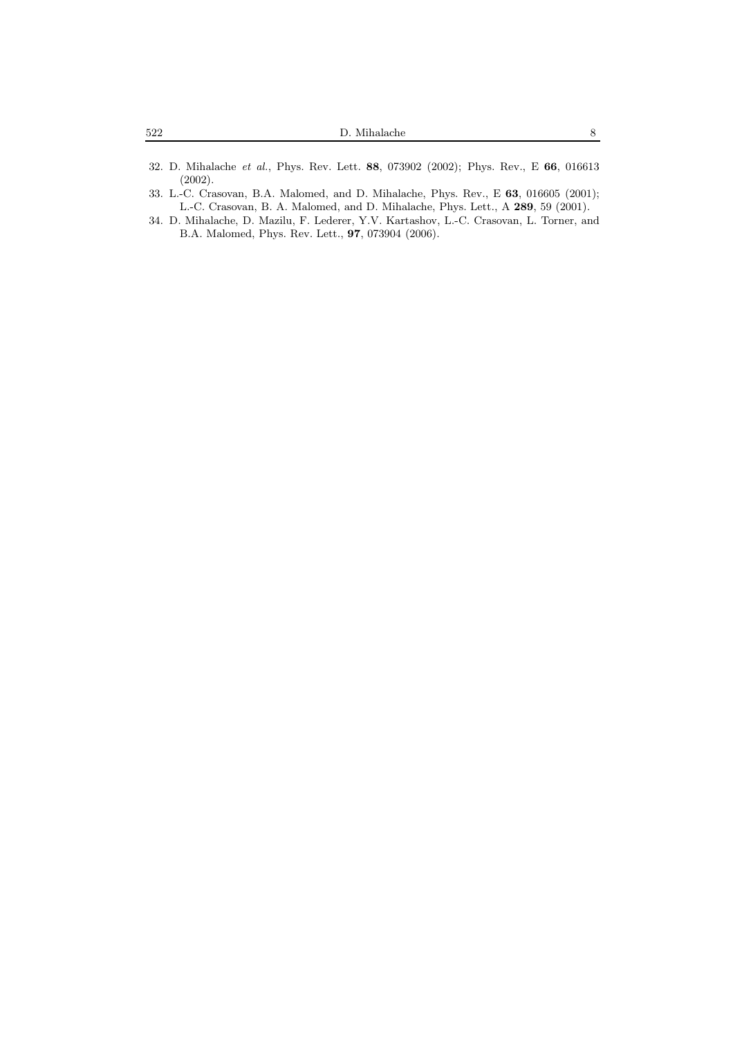32. D. Mihalache *et al.*, Phys. Rev. Lett. **88**, 073902 (2002); Phys. Rev., E **66**, 016613 (2002).
33. L.-C. Crasovan, B.A. Malomed, and D. Mihalache, Phys. Rev., E **63**, 016605 (2001); L.-C. Crasovan, B. A. Malomed, and D. Mihalache, Phys. Lett., A **289**, 59 (2001).
34. D. Mihalache, D. Mazilu, F. Lederer, Y.V. Kartashov, L.-C. Crasovan, L. Torner, and B.A. Malomed, Phys. Rev. Lett., **97**, 073904 (2006).